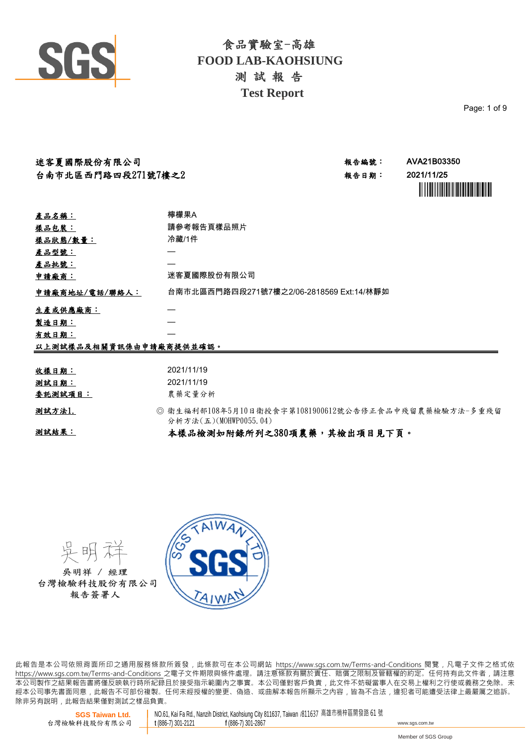# 食品實驗室-高雄
# FOOD LAB-KAOHSIUNG
# 測 試 報 告
# Test Report

**迷客夏國際股份有限公司**
**台南市北區西門路四段271號7樓之2**

**報告編號：** AVA21B03350
**報告日期：** 2021/11/25

| | |
|---|---|
| **產品名稱：** | 檸檬果A |
| **樣品包裝：** | 請參考報告頁樣品照片 |
| **樣品狀態/數量：** | 冷藏/1件 |
| **產品型號：** | — |
| **產品批號：** | — |
| **申請廠商：** | 迷客夏國際股份有限公司 |
| **申請廠商地址/電話/聯絡人：** | 台南市北區西門路四段271號7樓之2/06-2818569 Ext:14/林靜如 |
| **生產或供應廠商：** | — |
| **製造日期：** | — |
| **有效日期：** | — |

**以上測試樣品及相關資訊係由申請廠商提供並確認。**

| | |
|---|---|
| **收樣日期：** | 2021/11/19 |
| **測試日期：** | 2021/11/19 |
| **委託測試項目：** | 農藥定量分析 |
| **測試方法1.** | ◎ 衛生福利部108年5月10日衛授食字第1081900612號公告修正食品中殘留農藥檢驗方法-多重殘留分析方法(五)(MOHWP0055.04) |
| **測試結果：** | **本樣品檢測如附錄所列之380項農藥，其檢出項目見下頁。** |

吳明祥

吳明祥 / 經理
台灣檢驗科技股份有限公司
報告簽署人

SGS TAIWAN LTD

此報告是本公司依照背面所印之通用服務條款所簽發，此條款可在本公司網站 https://www.sgs.com.tw/Terms-and-Conditions 閱覽，凡電子文件之格式依 https://www.sgs.com.tw/Terms-and-Conditions 之電子文件期限與條件處理。請注意條款有關於責任、賠償之限制及管轄權的約定。任何持有此文件者，請注意本公司製作之結果報告書將僅反映執行時所紀錄且於接受指示範圍內之事實。本公司僅對客戶負責，此文件不妨礙當事人在交易上權利之行使或義務之免除。未經本公司事先書面同意，此報告不可部份複製。任何未經授權的變更、偽造、或曲解本報告所顯示之內容，皆為不合法，違犯者可能遭受法律上最嚴厲之追訴。除非另有說明，此報告結果僅對測試之樣品負責。

**SGS Taiwan Ltd.**
台灣檢驗科技股份有限公司
NO.61, Kai Fa Rd., Nanzih District, Kaohsiung City 811637, Taiwan /811637 高雄市楠梓區開發路 61 號
t (886-7) 301-2121 f (886-7) 301-2867 www.sgs.com.tw

Member of SGS Group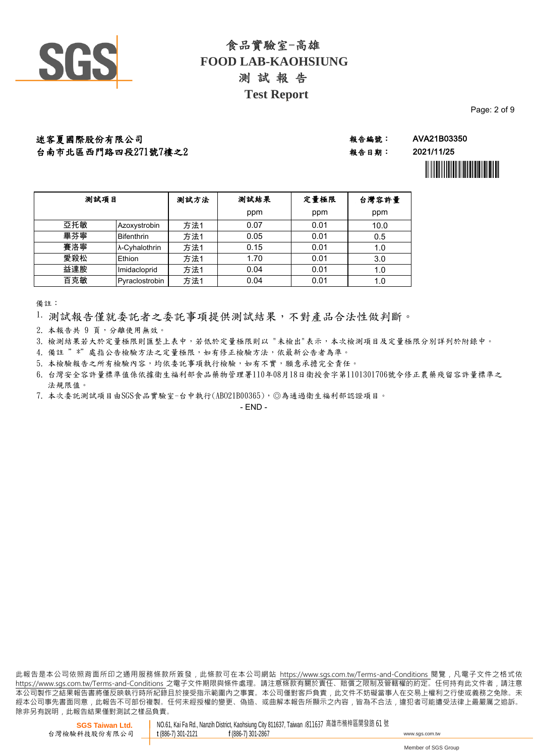# 食品實驗室-高雄
# FOOD LAB-KAOHSIUNG
## 測 試 報 告
## Test Report

迷客夏國際股份有限公司
台南市北區西門路四段271號7樓之2

報告編號： AVA21B03350
報告日期： 2021/11/25

| 測試項目 | | 測試方法 | 測試結果 | 定量極限 | 台灣容許量 |
|---|---|---|---|---|---|
| | | | ppm | ppm | ppm |
| 亞托敏 | Azoxystrobin | 方法1 | 0.07 | 0.01 | 10.0 |
| 畢芬寧 | Bifenthrin | 方法1 | 0.05 | 0.01 | 0.5 |
| 賽洛寧 | λ-Cyhalothrin | 方法1 | 0.15 | 0.01 | 1.0 |
| 愛殺松 | Ethion | 方法1 | 1.70 | 0.01 | 3.0 |
| 益達胺 | Imidacloprid | 方法1 | 0.04 | 0.01 | 1.0 |
| 百克敏 | Pyraclostrobin | 方法1 | 0.04 | 0.01 | 1.0 |

備註：

1. 測試報告僅就委託者之委託事項提供測試結果，不對產品合法性做判斷。
2. 本報告共 9 頁，分離使用無效。
3. 檢測結果若大於定量極限則匯整上表中，若低於定量極限則以 "未檢出"表示，本次檢測項目及定量極限分別詳列於附錄中。
4. 備註 " *" 處指公告檢驗方法之定量極限，如有修正檢驗方法，依最新公告者為準。
5. 本檢驗報告之所有檢驗內容，均依委託事項執行檢驗，如有不實，願意承擔完全責任。
6. 台灣安全容許量標準值係依據衛生福利部食品藥物管理署110年08月18日衛授食字第1101301706號令修正農藥殘留容許量標準之法規限值。
7. 本次委託測試項目由SGS食品實驗室-台中執行(ABO21B00365)，◎為通過衛生福利部認證項目。

- END -

此報告是本公司依照背面所印之通用服務條款所簽發，此條款可在本公司網站 https://www.sgs.com.tw/Terms-and-Conditions 閱覽，凡電子文件之格式依 https://www.sgs.com.tw/Terms-and-Conditions 之電子文件期限與條件處理。請注意條款有關於責任、賠償之限制及管轄權的約定。任何持有此文件者，請注意本公司製作之結果報告書將僅反映執行時所紀錄且於接受指示範圍內之事實。本公司僅對客戶負責，此文件不妨礙當事人在交易上權利之行使或義務之免除。未經本公司事先書面同意，此報告不可部份複製。任何未經授權的變更、偽造、或曲解本報告所顯示之內容，皆為不合法，違犯者可能遭受法律上最嚴厲之追訴。除非另有說明，此報告結果僅對測試之樣品負責。

SGS Taiwan Ltd.
台灣檢驗科技股份有限公司
NO.61, Kai Fa Rd., Nanzih District, Kaohsiung City 811637, Taiwan /811637 高雄市楠梓區開發路 61 號
t (886-7) 301-2121 f (886-7) 301-2867 www.sgs.com.tw
Member of SGS Group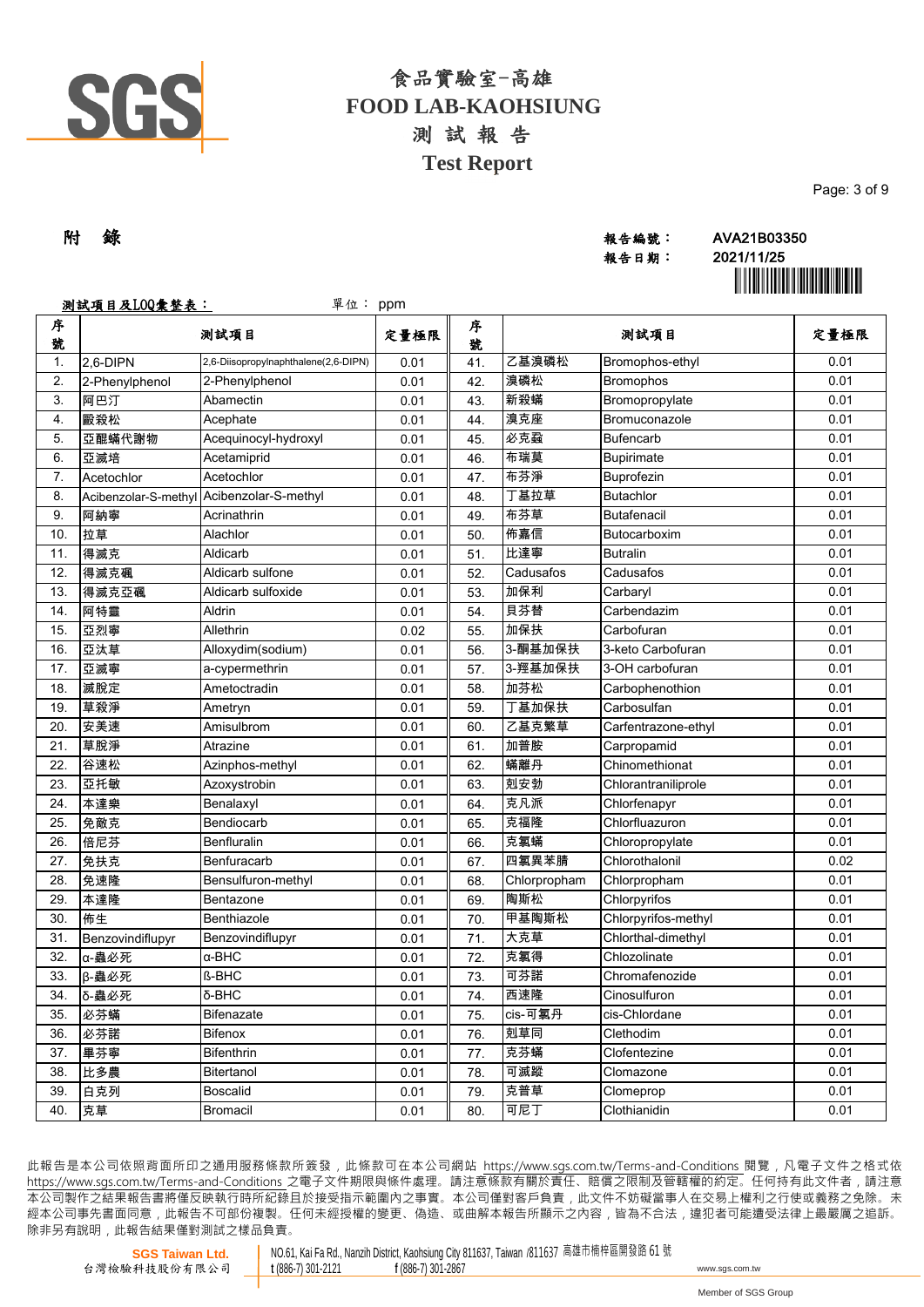# 食品實驗室-高雄
# FOOD LAB-KAOHSIUNG
## 測 試 報 告
## Test Report

**附 錄**

報告編號： AVA21B03350
報告日期： 2021/11/25

**測試項目及LOQ彙整表：** 單位： ppm

| 序號 | 測試項目 | | 定量極限 | 序號 | 測試項目 | | 定量極限 |
|---|---|---|---|---|---|---|---|
| 1. | 2,6-DIPN | 2,6-Diisopropylnaphthalene(2,6-DIPN) | 0.01 | 41. | 乙基溴磷松 | Bromophos-ethyl | 0.01 |
| 2. | 2-Phenylphenol | 2-Phenylphenol | 0.01 | 42. | 溴磷松 | Bromophos | 0.01 |
| 3. | 阿巴汀 | Abamectin | 0.01 | 43. | 新殺蟎 | Bromopropylate | 0.01 |
| 4. | 毆殺松 | Acephate | 0.01 | 44. | 溴克座 | Bromuconazole | 0.01 |
| 5. | 亞醌蟎代謝物 | Acequinocyl-hydroxyl | 0.01 | 45. | 必克蝨 | Bufencarb | 0.01 |
| 6. | 亞滅培 | Acetamiprid | 0.01 | 46. | 布瑞莫 | Bupirimate | 0.01 |
| 7. | Acetochlor | Acetochlor | 0.01 | 47. | 布芬淨 | Buprofezin | 0.01 |
| 8. | Acibenzolar-S-methyl | Acibenzolar-S-methyl | 0.01 | 48. | 丁基拉草 | Butachlor | 0.01 |
| 9. | 阿納寧 | Acrinathrin | 0.01 | 49. | 布芬草 | Butafenacil | 0.01 |
| 10. | 拉草 | Alachlor | 0.01 | 50. | 佈嘉信 | Butocarboxim | 0.01 |
| 11. | 得滅克 | Aldicarb | 0.01 | 51. | 比達寧 | Butralin | 0.01 |
| 12. | 得滅克碸 | Aldicarb sulfone | 0.01 | 52. | Cadusafos | Cadusafos | 0.01 |
| 13. | 得滅克亞碸 | Aldicarb sulfoxide | 0.01 | 53. | 加保利 | Carbaryl | 0.01 |
| 14. | 阿特靈 | Aldrin | 0.01 | 54. | 貝芬替 | Carbendazim | 0.01 |
| 15. | 亞烈寧 | Allethrin | 0.02 | 55. | 加保扶 | Carbofuran | 0.01 |
| 16. | 亞汰草 | Alloxydim(sodium) | 0.01 | 56. | 3-酮基加保扶 | 3-keto Carbofuran | 0.01 |
| 17. | 亞滅寧 | a-cypermethrin | 0.01 | 57. | 3-羥基加保扶 | 3-OH carbofuran | 0.01 |
| 18. | 滅脫定 | Ametoctradin | 0.01 | 58. | 加芬松 | Carbophenothion | 0.01 |
| 19. | 草殺淨 | Ametryn | 0.01 | 59. | 丁基加保扶 | Carbosulfan | 0.01 |
| 20. | 安美速 | Amisulbrom | 0.01 | 60. | 乙基克繁草 | Carfentrazone-ethyl | 0.01 |
| 21. | 草脫淨 | Atrazine | 0.01 | 61. | 加普胺 | Carpropamid | 0.01 |
| 22. | 谷速松 | Azinphos-methyl | 0.01 | 62. | 蟎離丹 | Chinomethionat | 0.01 |
| 23. | 亞托敏 | Azoxystrobin | 0.01 | 63. | 剋安勃 | Chlorantraniliprole | 0.01 |
| 24. | 本達樂 | Benalaxyl | 0.01 | 64. | 克凡派 | Chlorfenapyr | 0.01 |
| 25. | 免敵克 | Bendiocarb | 0.01 | 65. | 克福隆 | Chlorfluazuron | 0.01 |
| 26. | 倍尼芬 | Benfluralin | 0.01 | 66. | 克氯蟎 | Chloropropylate | 0.01 |
| 27. | 免扶克 | Benfuracarb | 0.01 | 67. | 四氯異苯腈 | Chlorothalonil | 0.02 |
| 28. | 免速隆 | Bensulfuron-methyl | 0.01 | 68. | Chlorpropham | Chlorpropham | 0.01 |
| 29. | 本達隆 | Bentazone | 0.01 | 69. | 陶斯松 | Chlorpyrifos | 0.01 |
| 30. | 佈生 | Benthiazole | 0.01 | 70. | 甲基陶斯松 | Chlorpyrifos-methyl | 0.01 |
| 31. | Benzovindiflupyr | Benzovindiflupyr | 0.01 | 71. | 大克草 | Chlorthal-dimethyl | 0.01 |
| 32. | α-蟲必死 | α-BHC | 0.01 | 72. | 克氯得 | Chlozolinate | 0.01 |
| 33. | β-蟲必死 | ß-BHC | 0.01 | 73. | 可芬諾 | Chromafenozide | 0.01 |
| 34. | δ-蟲必死 | δ-BHC | 0.01 | 74. | 西速隆 | Cinosulfuron | 0.01 |
| 35. | 必芬蟎 | Bifenazate | 0.01 | 75. | cis-可氯丹 | cis-Chlordane | 0.01 |
| 36. | 必芬諾 | Bifenox | 0.01 | 76. | 剋草同 | Clethodim | 0.01 |
| 37. | 畢芬寧 | Bifenthrin | 0.01 | 77. | 克芬蟎 | Clofentezine | 0.01 |
| 38. | 比多農 | Bitertanol | 0.01 | 78. | 可滅蹤 | Clomazone | 0.01 |
| 39. | 白克列 | Boscalid | 0.01 | 79. | 克普草 | Clomeprop | 0.01 |
| 40. | 克草 | Bromacil | 0.01 | 80. | 可尼丁 | Clothianidin | 0.01 |

此報告是本公司依照背面所印之通用服務條款所簽發，此條款可在本公司網站 https://www.sgs.com.tw/Terms-and-Conditions 閱覽，凡電子文件之格式依 https://www.sgs.com.tw/Terms-and-Conditions 之電子文件期限與條件處理。請注意條款有關於責任、賠償之限制及管轄權的約定。任何持有此文件者，請注意本公司製作之結果報告書將僅反映執行時所紀錄且於接受指示範圍內之事實。本公司僅對客戶負責，此文件不妨礙當事人在交易上權利之行使或義務之免除。未經本公司事先書面同意，此報告不可部份複製。任何未經授權的變更、偽造、或曲解本報告所顯示之內容，皆為不合法，違犯者可能遭受法律上最嚴厲之追訴。除非另有說明，此報告結果僅對測試之樣品負責。

SGS Taiwan Ltd. 台灣檢驗科技股份有限公司 | NO.61, Kai Fa Rd., Nanzih District, Kaohsiung City 811637, Taiwan /811637 高雄市楠梓區開發路 61 號 | t (886-7) 301-2121 f (886-7) 301-2867 | www.sgs.com.tw

Member of SGS Group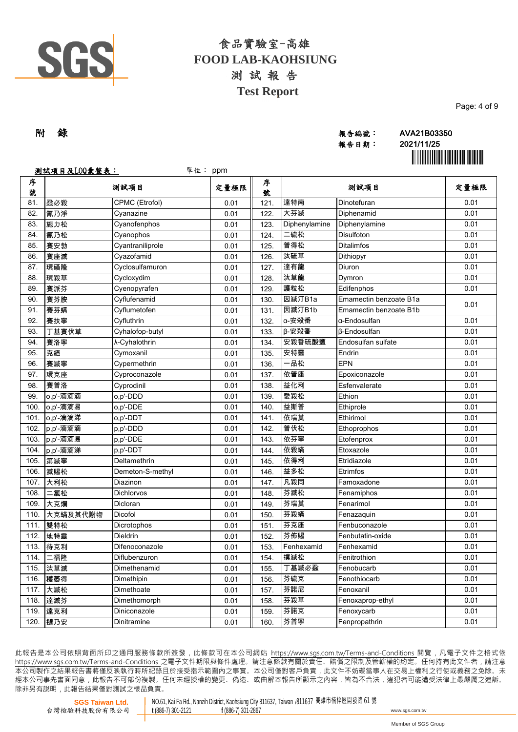# 食品實驗室-高雄
# FOOD LAB-KAOHSIUNG
# 測 試 報 告
# Test Report

**附 錄**

報告編號： AVA21B03350
報告日期： 2021/11/25

**測試項目及LOQ彙整表：** 單位： ppm

| 序號 | 測試項目 | | 定量極限 | 序號 | 測試項目 | | 定量極限 |
|---|---|---|---|---|---|---|---|
| 81. | 蝨必殺 | CPMC (Etrofol) | 0.01 | 121. | 達特南 | Dinotefuran | 0.01 |
| 82. | 氰乃淨 | Cyanazine | 0.01 | 122. | 大芬滅 | Diphenamid | 0.01 |
| 83. | 施力松 | Cyanofenphos | 0.01 | 123. | Diphenylamine | Diphenylamine | 0.01 |
| 84. | 氰乃松 | Cyanophos | 0.01 | 124. | 二硫松 | Disulfoton | 0.01 |
| 85. | 賽安勃 | Cyantraniliprole | 0.01 | 125. | 普得松 | Ditalimfos | 0.01 |
| 86. | 賽座滅 | Cyazofamid | 0.01 | 126. | 汰硫草 | Dithiopyr | 0.01 |
| 87. | 環磺隆 | Cyclosulfamuron | 0.01 | 127. | 達有龍 | Diuron | 0.01 |
| 88. | 環殺草 | Cycloxydim | 0.01 | 128. | 汰草龍 | Dymron | 0.01 |
| 89. | 賽派芬 | Cyenopyrafen | 0.01 | 129. | 護粒松 | Edifenphos | 0.01 |
| 90. | 賽芬胺 | Cyflufenamid | 0.01 | 130. | 因滅汀B1a | Emamectin benzoate B1a | 0.01 |
| 91. | 賽芬蟎 | Cyflumetofen | 0.01 | 131. | 因滅汀B1b | Emamectin benzoate B1b | |
| 92. | 賽扶寧 | Cyfluthrin | 0.01 | 132. | α-安殺番 | α-Endosulfan | 0.01 |
| 93. | 丁基賽伏草 | Cyhalofop-butyl | 0.01 | 133. | β-安殺番 | β-Endosulfan | 0.01 |
| 94. | 賽洛寧 | λ-Cyhalothrin | 0.01 | 134. | 安殺番硫酸鹽 | Endosulfan sulfate | 0.01 |
| 95. | 克絕 | Cymoxanil | 0.01 | 135. | 安特靈 | Endrin | 0.01 |
| 96. | 賽滅寧 | Cypermethrin | 0.01 | 136. | 一品松 | EPN | 0.01 |
| 97. | 環克座 | Cyproconazole | 0.01 | 137. | 依普座 | Epoxiconazole | 0.01 |
| 98. | 賽普洛 | Cyprodinil | 0.01 | 138. | 益化利 | Esfenvalerate | 0.01 |
| 99. | o,p'-滴滴滴 | o,p'-DDD | 0.01 | 139. | 愛殺松 | Ethion | 0.01 |
| 100. | o,p'-滴滴易 | o,p'-DDE | 0.01 | 140. | 益斯普 | Ethiprole | 0.01 |
| 101. | o,p'-滴滴涕 | o,p'-DDT | 0.01 | 141. | 依瑞莫 | Ethirimol | 0.01 |
| 102. | p,p'-滴滴滴 | p,p'-DDD | 0.01 | 142. | 普伏松 | Ethoprophos | 0.01 |
| 103. | p,p'-滴滴易 | p,p'-DDE | 0.01 | 143. | 依芬寧 | Etofenprox | 0.01 |
| 104. | p,p'-滴滴涕 | p,p'-DDT | 0.01 | 144. | 依殺蟎 | Etoxazole | 0.01 |
| 105. | 第滅寧 | Deltamethrin | 0.01 | 145. | 依得利 | Etridiazole | 0.01 |
| 106. | 滅賜松 | Demeton-S-methyl | 0.01 | 146. | 益多松 | Etrimfos | 0.01 |
| 107. | 大利松 | Diazinon | 0.01 | 147. | 凡殺同 | Famoxadone | 0.01 |
| 108. | 二氯松 | Dichlorvos | 0.01 | 148. | 芬滅松 | Fenamiphos | 0.01 |
| 109. | 大克爛 | Dicloran | 0.01 | 149. | 芬瑞莫 | Fenarimol | 0.01 |
| 110. | 大克蟎及其代謝物 | Dicofol | 0.01 | 150. | 芬殺蟎 | Fenazaquin | 0.01 |
| 111. | 雙特松 | Dicrotophos | 0.01 | 151. | 芬克座 | Fenbuconazole | 0.01 |
| 112. | 地特靈 | Dieldrin | 0.01 | 152. | 芬佈賜 | Fenbutatin-oxide | 0.01 |
| 113. | 待克利 | Difenoconazole | 0.01 | 153. | Fenhexamid | Fenhexamid | 0.01 |
| 114. | 二福隆 | Diflubenzuron | 0.01 | 154. | 撲滅松 | Fenitrothion | 0.01 |
| 115. | 汰草滅 | Dimethenamid | 0.01 | 155. | 丁基滅必蝨 | Fenobucarb | 0.01 |
| 116. | 穫萎得 | Dimethipin | 0.01 | 156. | 芬硫克 | Fenothiocarb | 0.01 |
| 117. | 大滅松 | Dimethoate | 0.01 | 157. | 芬諾尼 | Fenoxanil | 0.01 |
| 118. | 達滅芬 | Dimethomorph | 0.01 | 158. | 芬殺草 | Fenoxaprop-ethyl | 0.01 |
| 119. | 達克利 | Diniconazole | 0.01 | 159. | 芬諾克 | Fenoxycarb | 0.01 |
| 120. | 撻乃安 | Dinitramine | 0.01 | 160. | 芬普寧 | Fenpropathrin | 0.01 |

此報告是本公司依照背面所印之通用服務條款所簽發，此條款可在本公司網站 https://www.sgs.com.tw/Terms-and-Conditions 閱覽，凡電子文件之格式依 https://www.sgs.com.tw/Terms-and-Conditions 之電子文件期限與條件處理。請注意條款有關於責任、賠償之限制及管轄權的約定。任何持有此文件者，請注意本公司製作之結果報告書將僅反映執行時所紀錄且於接受指示範圍內之事實。本公司僅對客戶負責，此文件不妨礙當事人在交易上權利之行使或義務之免除。未經本公司事先書面同意，此報告不可部份複製。任何未經授權的變更、偽造、或曲解本報告所顯示之內容，皆為不合法，違犯者可能遭受法律上最嚴厲之追訴。除非另有說明，此報告結果僅對測試之樣品負責。

SGS Taiwan Ltd. 台灣檢驗科技股份有限公司 | NO.61, Kai Fa Rd., Nanzih District, Kaohsiung City 811637, Taiwan /811637 高雄市楠梓區開發路 61 號 | t (886-7) 301-2121 f (886-7) 301-2867 | www.sgs.com.tw

Member of SGS Group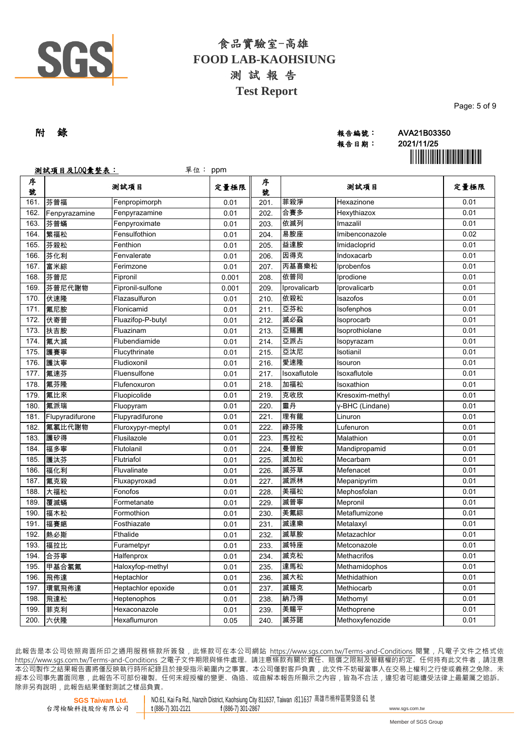# 食品實驗室-高雄
# FOOD LAB-KAOHSIUNG
## 測 試 報 告
## Test Report

**附 錄**

報告編號： AVA21B03350
報告日期： 2021/11/25

**測試項目及LOQ彙整表：** 單位： ppm

| 序號 | 測試項目 | | 定量極限 | 序號 | 測試項目 | | 定量極限 |
|---|---|---|---|---|---|---|---|
| 161. | 芬普福 | Fenpropimorph | 0.01 | 201. | 菲殺淨 | Hexazinone | 0.01 |
| 162. | Fenpyrazamine | Fenpyrazamine | 0.01 | 202. | 合賽多 | Hexythiazox | 0.01 |
| 163. | 芬普蟎 | Fenpyroximate | 0.01 | 203. | 依滅列 | Imazalil | 0.01 |
| 164. | 繁福松 | Fensulfothion | 0.01 | 204. | 易胺座 | Imibenconazole | 0.02 |
| 165. | 芬殺松 | Fenthion | 0.01 | 205. | 益達胺 | Imidacloprid | 0.01 |
| 166. | 芬化利 | Fenvalerate | 0.01 | 206. | 因得克 | Indoxacarb | 0.01 |
| 167. | 富米綜 | Ferimzone | 0.01 | 207. | 丙基喜樂松 | Iprobenfos | 0.01 |
| 168. | 芬普尼 | Fipronil | 0.001 | 208. | 依普同 | Iprodione | 0.01 |
| 169. | 芬普尼代謝物 | Fipronil-sulfone | 0.001 | 209. | Iprovalicarb | Iprovalicarb | 0.01 |
| 170. | 伏速隆 | Flazasulfuron | 0.01 | 210. | 依殺松 | Isazofos | 0.01 |
| 171. | 氟尼胺 | Flonicamid | 0.01 | 211. | 亞芬松 | Isofenphos | 0.01 |
| 172. | 伏寄普 | Fluazifop-P-butyl | 0.01 | 212. | 滅必蝨 | Isoprocarb | 0.01 |
| 173. | 扶吉胺 | Fluazinam | 0.01 | 213. | 亞賜圃 | Isoprothiolane | 0.01 |
| 174. | 氟大滅 | Flubendiamide | 0.01 | 214. | 亞派占 | Isopyrazam | 0.01 |
| 175. | 護賽寧 | Flucythrinate | 0.01 | 215. | 亞汰尼 | Isotianil | 0.01 |
| 176. | 護汰寧 | Fludioxonil | 0.01 | 216. | 愛速隆 | Isouron | 0.01 |
| 177. | 氟速芬 | Fluensulfone | 0.01 | 217. | Isoxaflutole | Isoxaflutole | 0.01 |
| 178. | 氟芬隆 | Flufenoxuron | 0.01 | 218. | 加福松 | Isoxathion | 0.01 |
| 179. | 氟比來 | Fluopicolide | 0.01 | 219. | 克收欣 | Kresoxim-methyl | 0.01 |
| 180. | 氟派瑞 | Fluopyram | 0.01 | 220. | 靈丹 | γ-BHC (Lindane) | 0.01 |
| 181. | Flupyradifurone | Flupyradifurone | 0.01 | 221. | 理有龍 | Linuron | 0.01 |
| 182. | 氟氯比代謝物 | Fluroxypyr-meptyl | 0.01 | 222. | 祿芬隆 | Lufenuron | 0.01 |
| 183. | 護矽得 | Flusilazole | 0.01 | 223. | 馬拉松 | Malathion | 0.01 |
| 184. | 福多寧 | Flutolanil | 0.01 | 224. | 曼普胺 | Mandipropamid | 0.01 |
| 185. | 護汰芬 | Flutriafol | 0.01 | 225. | 滅加松 | Mecarbam | 0.01 |
| 186. | 福化利 | Fluvalinate | 0.01 | 226. | 滅芬草 | Mefenacet | 0.01 |
| 187. | 氟克殺 | Fluxapyroxad | 0.01 | 227. | 滅派林 | Mepanipyrim | 0.01 |
| 188. | 大福松 | Fonofos | 0.01 | 228. | 美福松 | Mephosfolan | 0.01 |
| 189. | 覆滅蟎 | Formetanate | 0.01 | 229. | 滅普寧 | Mepronil | 0.01 |
| 190. | 福木松 | Formothion | 0.01 | 230. | 美氟綜 | Metaflumizone | 0.01 |
| 191. | 福賽絕 | Fosthiazate | 0.01 | 231. | 滅達樂 | Metalaxyl | 0.01 |
| 192. | 熱必斯 | Fthalide | 0.01 | 232. | 滅草胺 | Metazachlor | 0.01 |
| 193. | 福拉比 | Furametpyr | 0.01 | 233. | 滅特座 | Metconazole | 0.01 |
| 194. | 合芬寧 | Halfenprox | 0.01 | 234. | 滅克松 | Methacrifos | 0.01 |
| 195. | 甲基合氯氟 | Haloxyfop-methyl | 0.01 | 235. | 達馬松 | Methamidophos | 0.01 |
| 196. | 飛佈達 | Heptachlor | 0.01 | 236. | 滅大松 | Methidathion | 0.01 |
| 197. | 環氧飛佈達 | Heptachlor epoxide | 0.01 | 237. | 滅賜克 | Methiocarb | 0.01 |
| 198. | 飛達松 | Heptenophos | 0.01 | 238. | 納乃得 | Methomyl | 0.01 |
| 199. | 菲克利 | Hexaconazole | 0.01 | 239. | 美賜平 | Methoprene | 0.01 |
| 200. | 六伏隆 | Hexaflumuron | 0.05 | 240. | 滅芬諾 | Methoxyfenozide | 0.01 |

此報告是本公司依照背面所印之通用服務條款所簽發，此條款可在本公司網站 https://www.sgs.com.tw/Terms-and-Conditions 閱覽，凡電子文件之格式依 https://www.sgs.com.tw/Terms-and-Conditions 之電子文件期限與條件處理。請注意條款有關於責任、賠償之限制及管轄權的約定。任何持有此文件者，請注意本公司製作之結果報告書將僅反映執行時所紀錄且於接受指示範圍內之事實。本公司僅對客戶負責，此文件不妨礙當事人在交易上權利之行使或義務之免除。未經本公司事先書面同意，此報告不可部份複製。任何未經授權的變更、偽造、或曲解本報告所顯示之內容，皆為不合法，違犯者可能遭受法律上最嚴厲之追訴。除非另有說明，此報告結果僅對測試之樣品負責。

SGS Taiwan Ltd. 台灣檢驗科技股份有限公司 | NO.61, Kai Fa Rd., Nanzih District, Kaohsiung City 811637, Taiwan /811637 高雄市楠梓區開發路 61 號 t (886-7) 301-2121 f (886-7) 301-2867 www.sgs.com.tw

Member of SGS Group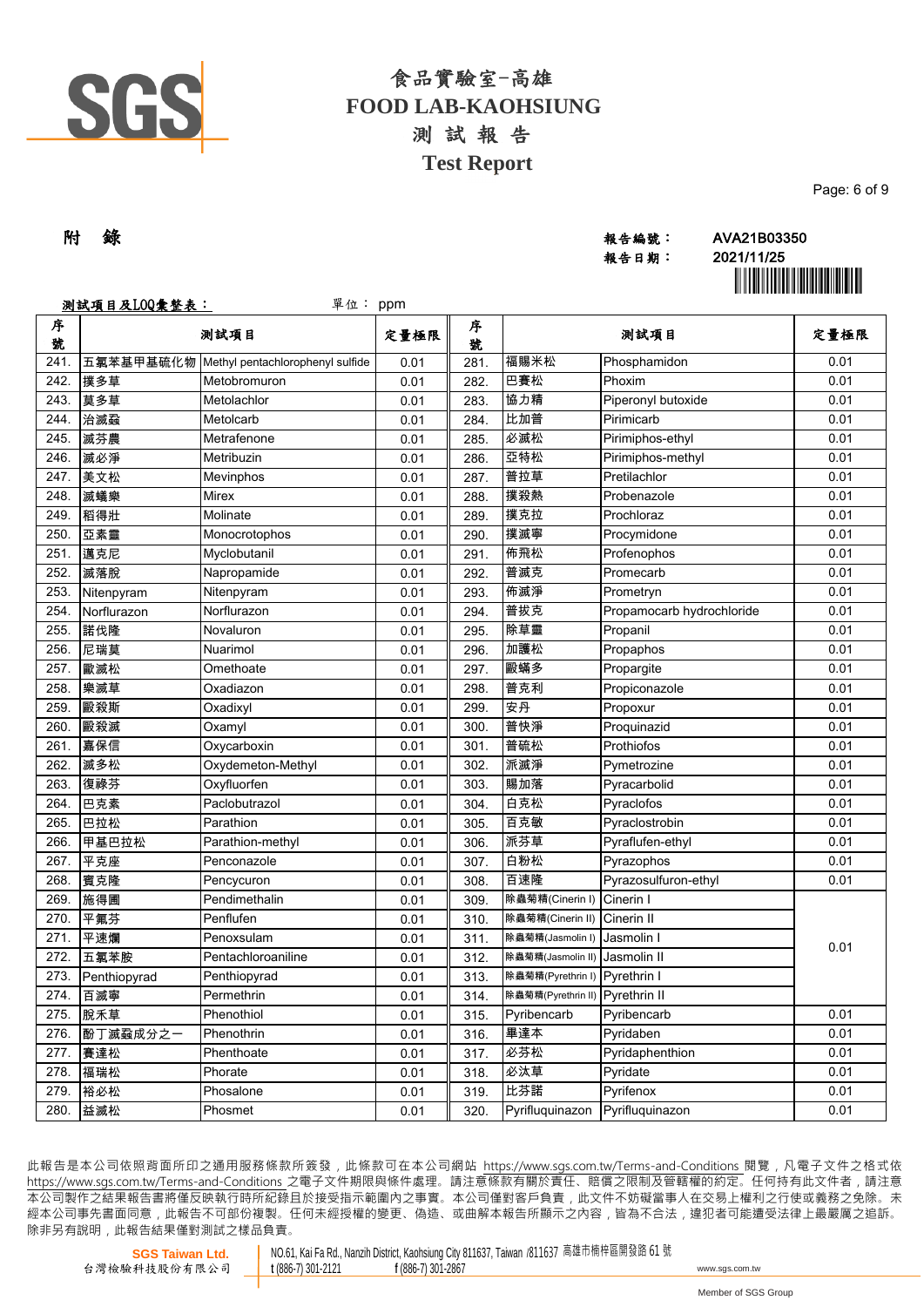# 食品實驗室-高雄
# FOOD LAB-KAOHSIUNG
## 測 試 報 告
## Test Report

**附　錄**

報告編號：　AVA21B03350
報告日期：　2021/11/25

測試項目及LOQ彙整表：　　　　單位： ppm

| 序號 | 測試項目 | | 定量極限 | 序號 | 測試項目 | | 定量極限 |
|---|---|---|---|---|---|---|---|
| 241. | 五氯苯基甲基硫化物 | Methyl pentachlorophenyl sulfide | 0.01 | 281. | 福賜米松 | Phosphamidon | 0.01 |
| 242. | 撲多草 | Metobromuron | 0.01 | 282. | 巴賽松 | Phoxim | 0.01 |
| 243. | 莫多草 | Metolachlor | 0.01 | 283. | 協力精 | Piperonyl butoxide | 0.01 |
| 244. | 治滅蝨 | Metolcarb | 0.01 | 284. | 比加普 | Pirimicarb | 0.01 |
| 245. | 滅芬農 | Metrafenone | 0.01 | 285. | 必滅松 | Pirimiphos-ethyl | 0.01 |
| 246. | 滅必淨 | Metribuzin | 0.01 | 286. | 亞特松 | Pirimiphos-methyl | 0.01 |
| 247. | 美文松 | Mevinphos | 0.01 | 287. | 普拉草 | Pretilachlor | 0.01 |
| 248. | 滅蟻樂 | Mirex | 0.01 | 288. | 撲殺熱 | Probenazole | 0.01 |
| 249. | 稻得壯 | Molinate | 0.01 | 289. | 撲克拉 | Prochloraz | 0.01 |
| 250. | 亞素靈 | Monocrotophos | 0.01 | 290. | 撲滅寧 | Procymidone | 0.01 |
| 251. | 邁克尼 | Myclobutanil | 0.01 | 291. | 佈飛松 | Profenophos | 0.01 |
| 252. | 滅落脫 | Napropamide | 0.01 | 292. | 普滅克 | Promecarb | 0.01 |
| 253. | Nitenpyram | Nitenpyram | 0.01 | 293. | 佈滅淨 | Prometryn | 0.01 |
| 254. | Norflurazon | Norflurazon | 0.01 | 294. | 普拔克 | Propamocarb hydrochloride | 0.01 |
| 255. | 諾伐隆 | Novaluron | 0.01 | 295. | 除草靈 | Propanil | 0.01 |
| 256. | 尼瑞莫 | Nuarimol | 0.01 | 296. | 加護松 | Propaphos | 0.01 |
| 257. | 歐滅松 | Omethoate | 0.01 | 297. | 毆蟎多 | Propargite | 0.01 |
| 258. | 樂滅草 | Oxadiazon | 0.01 | 298. | 普克利 | Propiconazole | 0.01 |
| 259. | 毆殺斯 | Oxadixyl | 0.01 | 299. | 安丹 | Propoxur | 0.01 |
| 260. | 毆殺滅 | Oxamyl | 0.01 | 300. | 普快淨 | Proquinazid | 0.01 |
| 261. | 嘉保信 | Oxycarboxin | 0.01 | 301. | 普硫松 | Prothiofos | 0.01 |
| 262. | 滅多松 | Oxydemeton-Methyl | 0.01 | 302. | 派滅淨 | Pymetrozine | 0.01 |
| 263. | 復祿芬 | Oxyfluorfen | 0.01 | 303. | 賜加落 | Pyracarbolid | 0.01 |
| 264. | 巴克素 | Paclobutrazol | 0.01 | 304. | 白克松 | Pyraclofos | 0.01 |
| 265. | 巴拉松 | Parathion | 0.01 | 305. | 百克敏 | Pyraclostrobin | 0.01 |
| 266. | 甲基巴拉松 | Parathion-methyl | 0.01 | 306. | 派芬草 | Pyraflufen-ethyl | 0.01 |
| 267. | 平克座 | Penconazole | 0.01 | 307. | 白粉松 | Pyrazophos | 0.01 |
| 268. | 賓克隆 | Pencycuron | 0.01 | 308. | 百速隆 | Pyrazosulfuron-ethyl | 0.01 |
| 269. | 施得圃 | Pendimethalin | 0.01 | 309. | 除蟲菊精(Cinerin I) | Cinerin I | 0.01 |
| 270. | 平氟芬 | Penflufen | 0.01 | 310. | 除蟲菊精(Cinerin II) | Cinerin II | |
| 271. | 平速爛 | Penoxsulam | 0.01 | 311. | 除蟲菊精(Jasmolin I) | Jasmolin I | |
| 272. | 五氯苯胺 | Pentachloroaniline | 0.01 | 312. | 除蟲菊精(Jasmolin II) | Jasmolin II | |
| 273. | Penthiopyrad | Penthiopyrad | 0.01 | 313. | 除蟲菊精(Pyrethrin I) | Pyrethrin I | |
| 274. | 百滅寧 | Permethrin | 0.01 | 314. | 除蟲菊精(Pyrethrin II) | Pyrethrin II | |
| 275. | 脫禾草 | Phenothiol | 0.01 | 315. | Pyribencarb | Pyribencarb | 0.01 |
| 276. | 酚丁滅蝨成分之一 | Phenothrin | 0.01 | 316. | 畢達本 | Pyridaben | 0.01 |
| 277. | 賽達松 | Phenthoate | 0.01 | 317. | 必芬松 | Pyridaphenthion | 0.01 |
| 278. | 福瑞松 | Phorate | 0.01 | 318. | 必汰草 | Pyridate | 0.01 |
| 279. | 裕必松 | Phosalone | 0.01 | 319. | 比芬諾 | Pyrifenox | 0.01 |
| 280. | 益滅松 | Phosmet | 0.01 | 320. | Pyrifluquinazon | Pyrifluquinazon | 0.01 |

此報告是本公司依照背面所印之通用服務條款所簽發，此條款可在本公司網站 https://www.sgs.com.tw/Terms-and-Conditions 閱覽，凡電子文件之格式依 https://www.sgs.com.tw/Terms-and-Conditions 之電子文件期限與條件處理。請注意條款有關於責任、賠償之限制及管轄權的約定。任何持有此文件者，請注意本公司製作之結果報告書將僅反映執行時所紀錄且於接受指示範圍內之事實。本公司僅對客戶負責，此文件不妨礙當事人在交易上權利之行使或義務之免除。未經本公司事先書面同意，此報告不可部份複製。任何未經授權的變更、偽造、或曲解本報告所顯示之內容，皆為不合法，違犯者可能遭受法律上最嚴厲之追訴。除非另有說明，此報告結果僅對測試之樣品負責。

SGS Taiwan Ltd. 台灣檢驗科技股份有限公司 | NO.61, Kai Fa Rd., Nanzih District, Kaohsiung City 811637, Taiwan /811637 高雄市楠梓區開發路 61 號 t (886-7) 301-2121 f (886-7) 301-2867 www.sgs.com.tw

Member of SGS Group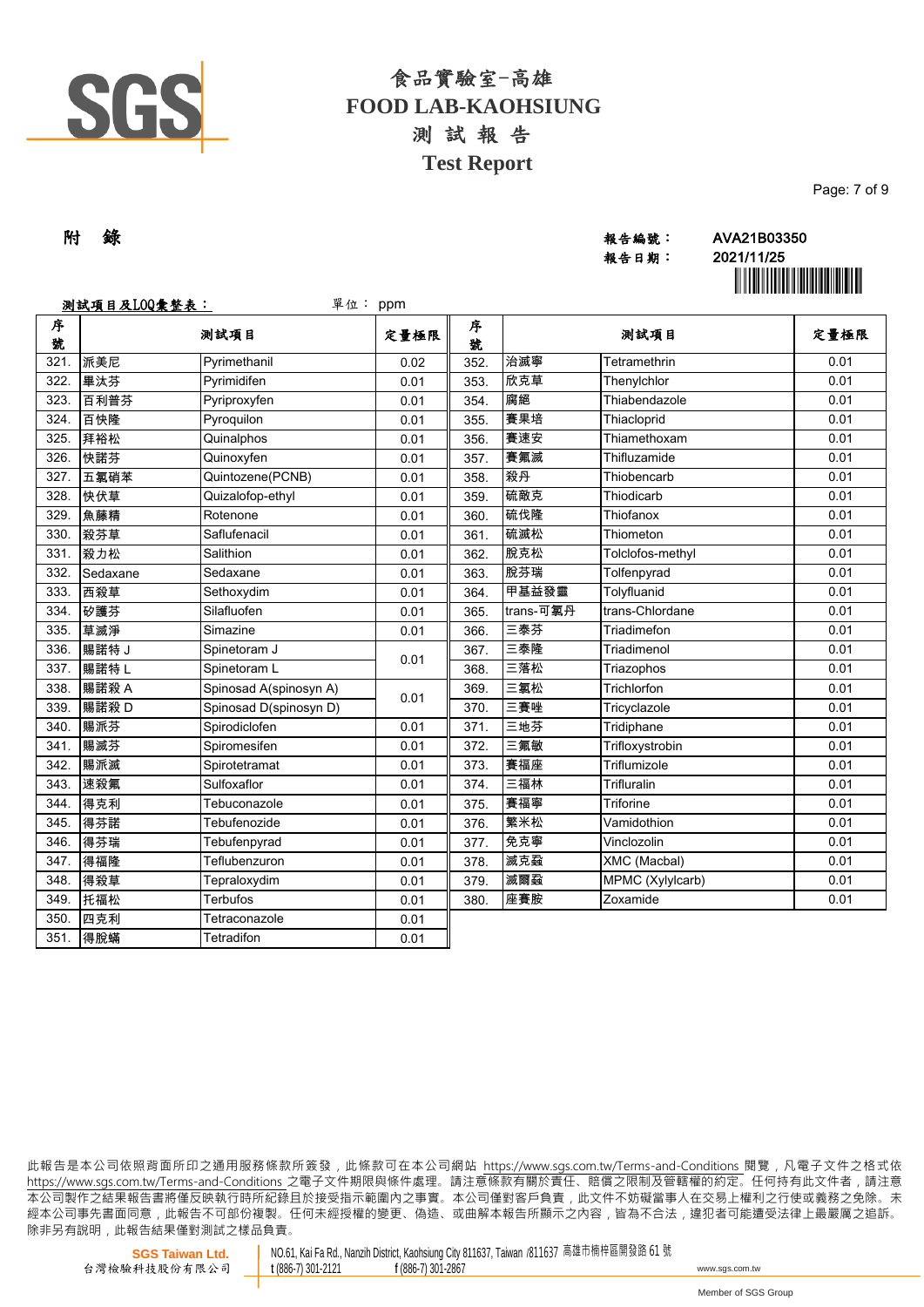附 錄

報告編號： AVA21B03350

報告日期： 2021/11/25

測試項目及LOQ彙整表： 單位： ppm

| 序號 | 測試項目 | | 定量極限 | 序號 | 測試項目 | | 定量極限 |
|---|---|---|---|---|---|---|---|
| 321. | 派美尼 | Pyrimethanil | 0.02 | 352. | 治滅寧 | Tetramethrin | 0.01 |
| 322. | 畢汰芬 | Pyrimidifen | 0.01 | 353. | 欣克草 | Thenylchlor | 0.01 |
| 323. | 百利普芬 | Pyriproxyfen | 0.01 | 354. | 腐絕 | Thiabendazole | 0.01 |
| 324. | 百快隆 | Pyroquilon | 0.01 | 355. | 賽果培 | Thiacloprid | 0.01 |
| 325. | 拜裕松 | Quinalphos | 0.01 | 356. | 賽速安 | Thiamethoxam | 0.01 |
| 326. | 快諾芬 | Quinoxyfen | 0.01 | 357. | 賽氟滅 | Thifluzamide | 0.01 |
| 327. | 五氯硝苯 | Quintozene(PCNB) | 0.01 | 358. | 殺丹 | Thiobencarb | 0.01 |
| 328. | 快伏草 | Quizalofop-ethyl | 0.01 | 359. | 硫敵克 | Thiodicarb | 0.01 |
| 329. | 魚藤精 | Rotenone | 0.01 | 360. | 硫伐隆 | Thiofanox | 0.01 |
| 330. | 殺芬草 | Saflufenacil | 0.01 | 361. | 硫滅松 | Thiometon | 0.01 |
| 331. | 殺力松 | Salithion | 0.01 | 362. | 脫克松 | Tolclofos-methyl | 0.01 |
| 332. | Sedaxane | Sedaxane | 0.01 | 363. | 脫芬瑞 | Tolfenpyrad | 0.01 |
| 333. | 西殺草 | Sethoxydim | 0.01 | 364. | 甲基益發靈 | Tolyfluanid | 0.01 |
| 334. | 矽護芬 | Silafluofen | 0.01 | 365. | trans-可氯丹 | trans-Chlordane | 0.01 |
| 335. | 草滅淨 | Simazine | 0.01 | 366. | 三泰芬 | Triadimefon | 0.01 |
| 336. | 賜諾特 J | Spinetoram J | 0.01 | 367. | 三泰隆 | Triadimenol | 0.01 |
| 337. | 賜諾特 L | Spinetoram L | | 368. | 三落松 | Triazophos | 0.01 |
| 338. | 賜諾殺 A | Spinosad A(spinosyn A) | 0.01 | 369. | 三氯松 | Trichlorfon | 0.01 |
| 339. | 賜諾殺 D | Spinosad D(spinosyn D) | | 370. | 三賽唑 | Tricyclazole | 0.01 |
| 340. | 賜派芬 | Spirodiclofen | 0.01 | 371. | 三地芬 | Tridiphane | 0.01 |
| 341. | 賜滅芬 | Spiromesifen | 0.01 | 372. | 三氟敏 | Trifloxystrobin | 0.01 |
| 342. | 賜派滅 | Spirotetramat | 0.01 | 373. | 賽福座 | Triflumizole | 0.01 |
| 343. | 速殺氟 | Sulfoxaflor | 0.01 | 374. | 三福林 | Trifluralin | 0.01 |
| 344. | 得克利 | Tebuconazole | 0.01 | 375. | 賽福寧 | Triforine | 0.01 |
| 345. | 得芬諾 | Tebufenozide | 0.01 | 376. | 繁米松 | Vamidothion | 0.01 |
| 346. | 得芬瑞 | Tebufenpyrad | 0.01 | 377. | 免克寧 | Vinclozolin | 0.01 |
| 347. | 得福隆 | Teflubenzuron | 0.01 | 378. | 滅克蝨 | XMC (Macbal) | 0.01 |
| 348. | 得殺草 | Tepraloxydim | 0.01 | 379. | 滅爾蝨 | MPMC (Xylylcarb) | 0.01 |
| 349. | 托福松 | Terbufos | 0.01 | 380. | 座賽胺 | Zoxamide | 0.01 |
| 350. | 四克利 | Tetraconazole | 0.01 | | | | |
| 351. | 得脫蟎 | Tetradifon | 0.01 | | | | |

此報告是本公司依照背面所印之通用服務條款所簽發，此條款可在本公司網站 https://www.sgs.com.tw/Terms-and-Conditions 閱覽，凡電子文件之格式依 https://www.sgs.com.tw/Terms-and-Conditions 之電子文件期限與條件處理。請注意條款有關於責任、賠償之限制及管轄權的約定。任何持有此文件者，請注意本公司製作之結果報告書將僅反映執行時所紀錄且於接受指示範圍內之事實。本公司僅對客戶負責，此文件不妨礙當事人在交易上權利之行使或義務之免除。未經本公司事先書面同意，此報告不可部份複製。任何未經授權的變更、偽造、或曲解本報告所顯示之內容，皆為不合法，違犯者可能遭受法律上最嚴厲之追訴。除非另有說明，此報告結果僅對測試之樣品負責。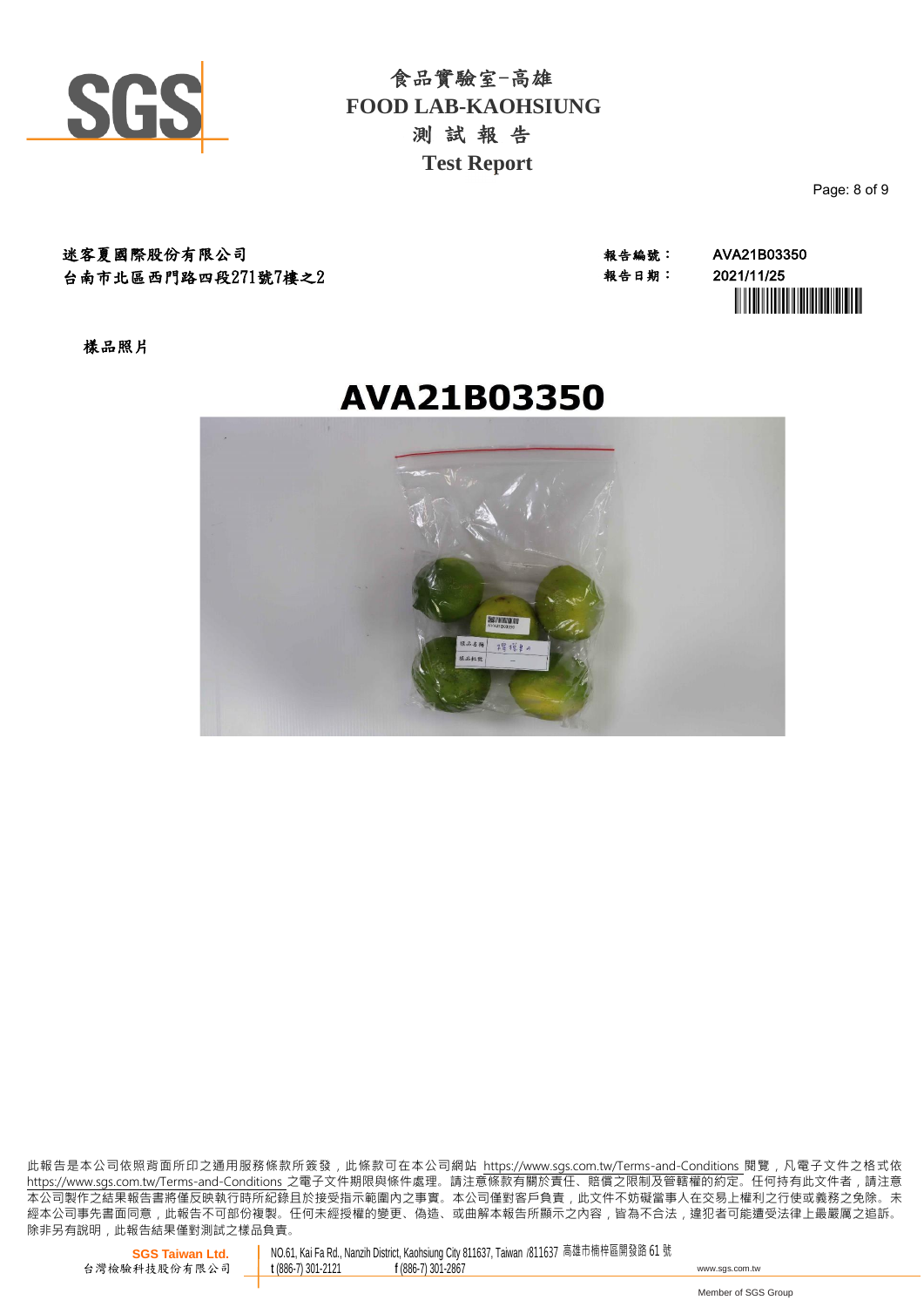# 食品實驗室-高雄
# FOOD LAB-KAOHSIUNG
## 測 試 報 告
## Test Report

迷客夏國際股份有限公司
台南市北區西門路四段271號7樓之2

報告編號： AVA21B03350
報告日期： 2021/11/25

樣品照片

**AVA21B03350**

此報告是本公司依照背面所印之通用服務條款所簽發，此條款可在本公司網站 https://www.sgs.com.tw/Terms-and-Conditions 閱覽，凡電子文件之格式依 https://www.sgs.com.tw/Terms-and-Conditions 之電子文件期限與條件處理。請注意條款有關於責任、賠償之限制及管轄權的約定。任何持有此文件者，請注意本公司製作之結果報告書將僅反映執行時所紀錄且於接受指示範圍內之事實。本公司僅對客戶負責，此文件不妨礙當事人在交易上權利之行使或義務之免除。未經本公司事先書面同意，此報告不可部份複製。任何未經授權的變更、偽造、或曲解本報告所顯示之內容，皆為不合法，違犯者可能遭受法律上最嚴厲之追訴。除非另有說明，此報告結果僅對測試之樣品負責。

SGS Taiwan Ltd.
台灣檢驗科技股份有限公司
NO.61, Kai Fa Rd., Nanzih District, Kaohsiung City 811637, Taiwan /811637 高雄市楠梓區開發路 61 號
t (886-7) 301-2121 f (886-7) 301-2867 www.sgs.com.tw
Member of SGS Group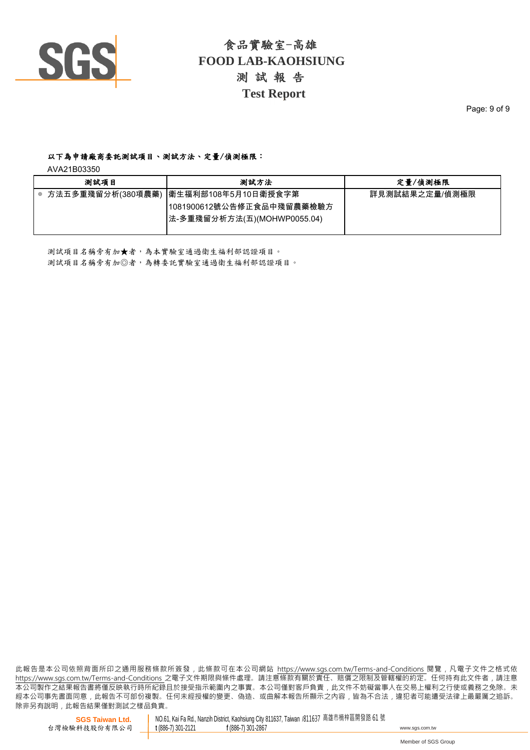以下為申請廠商委託測試項目、測試方法、定量/偵測極限：

AVA21B03350

| 測試項目 | 測試方法 | 定量/偵測極限 |
|---|---|---|
| ◎ 方法五多重殘留分析(380項農藥) | 衛生福利部108年5月10日衛授食字第1081900612號公告修正食品中殘留農藥檢驗方法-多重殘留分析方法(五)(MOHWP0055.04) | 詳見測試結果之定量/偵測極限 |

測試項目名稱旁有加★者，為本實驗室通過衛生福利部認證項目。

測試項目名稱旁有加◎者，為轉委託實驗室通過衛生福利部認證項目。